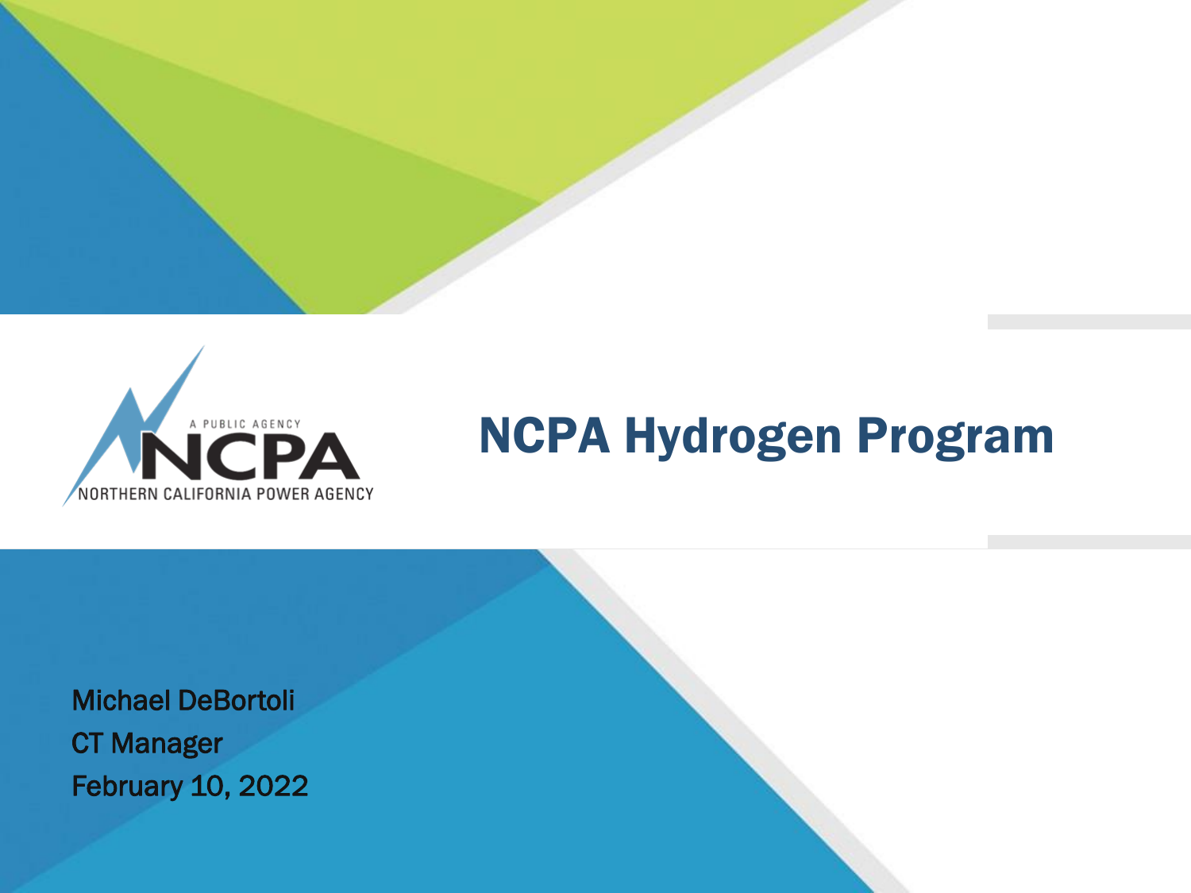A PUBLIC AGENCY
NCPA
NORTHERN CALIFORNIA POWER AGENCY

# NCPA Hydrogen Program

Michael DeBortoli
CT Manager
February 10, 2022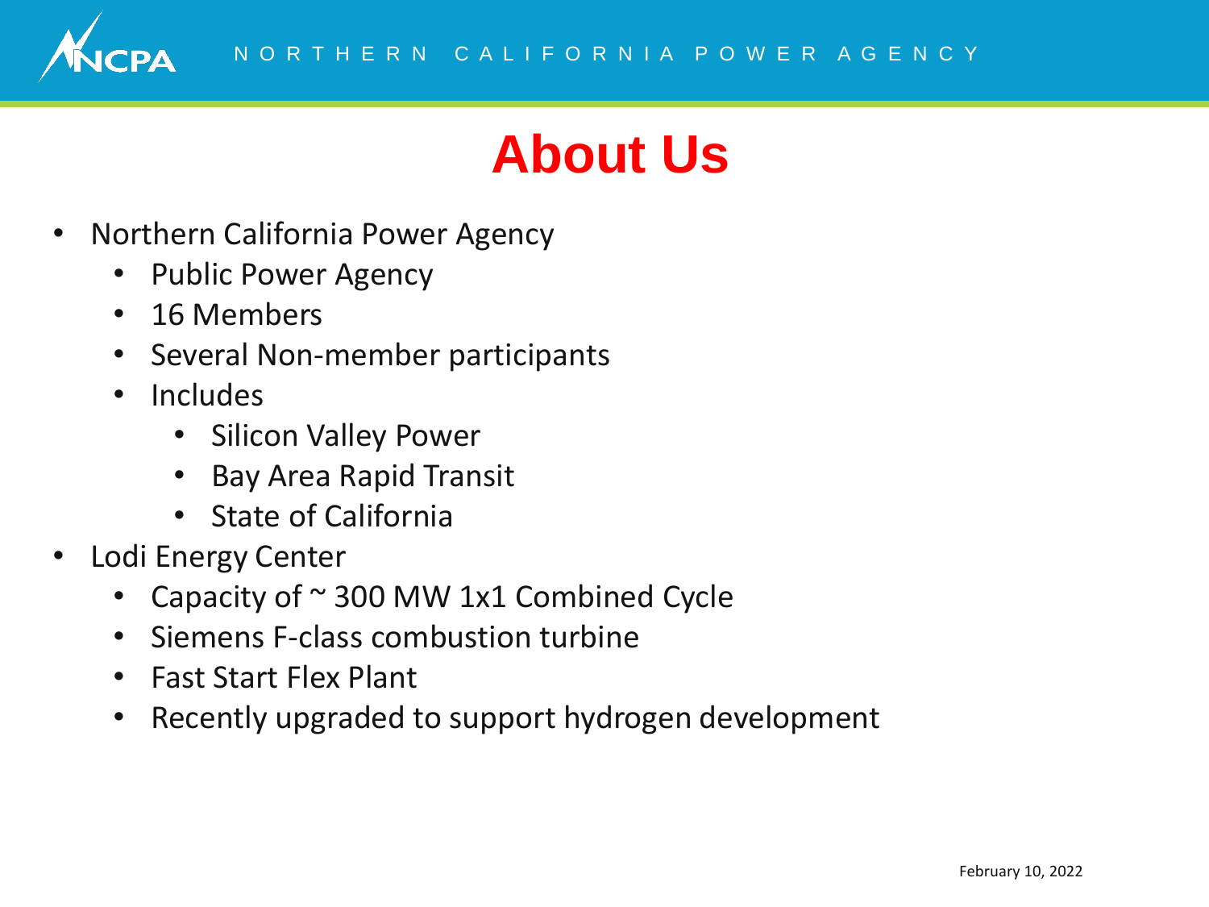# About Us

- Northern California Power Agency
  - Public Power Agency
  - 16 Members
  - Several Non-member participants
  - Includes
    - Silicon Valley Power
    - Bay Area Rapid Transit
    - State of California
- Lodi Energy Center
  - Capacity of ~ 300 MW 1x1 Combined Cycle
  - Siemens F-class combustion turbine
  - Fast Start Flex Plant
  - Recently upgraded to support hydrogen development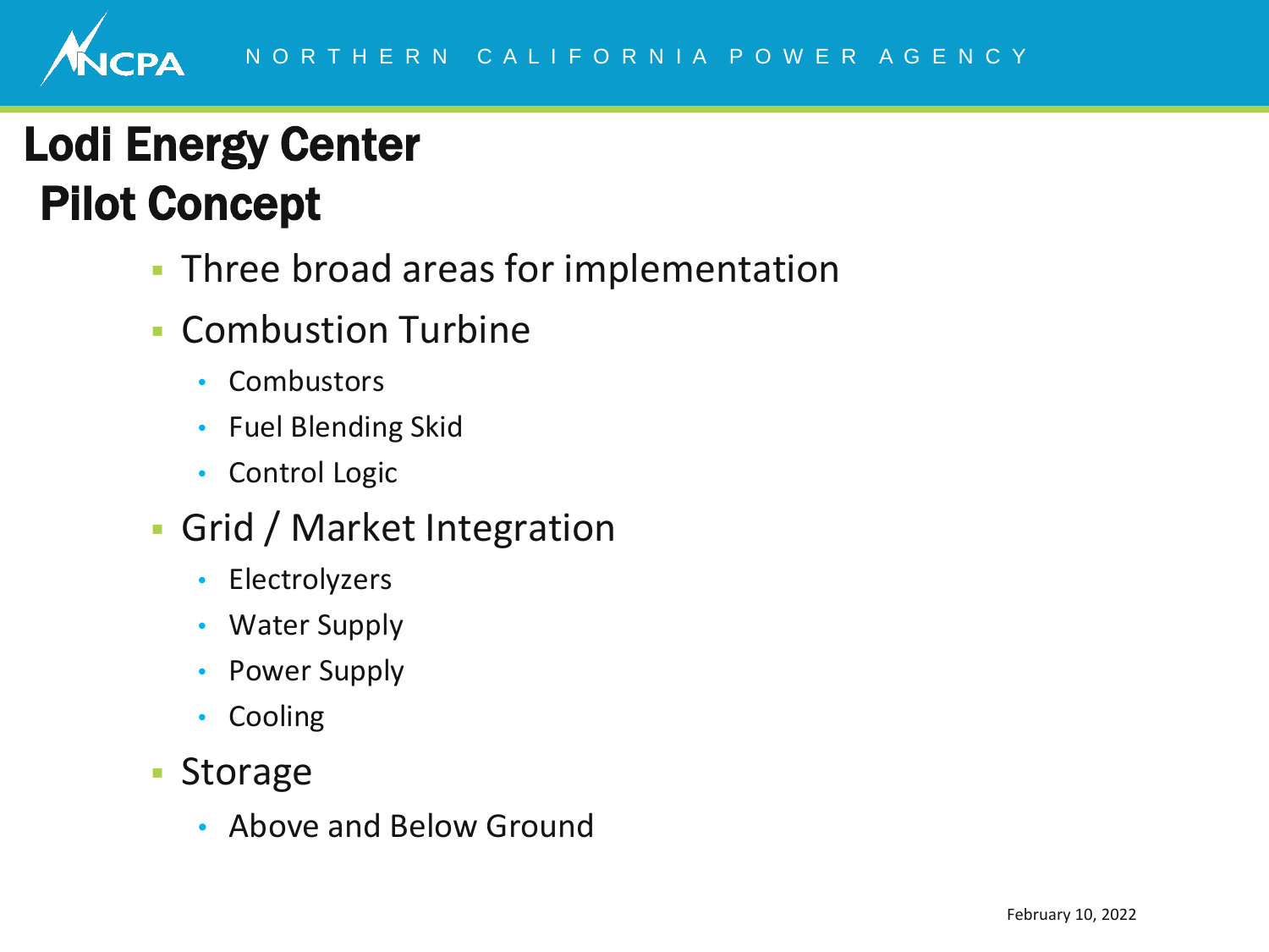# Lodi Energy Center Pilot Concept

- Three broad areas for implementation
- Combustion Turbine
  - Combustors
  - Fuel Blending Skid
  - Control Logic
- Grid / Market Integration
  - Electrolyzers
  - Water Supply
  - Power Supply
  - Cooling
- Storage
  - Above and Below Ground

February 10, 2022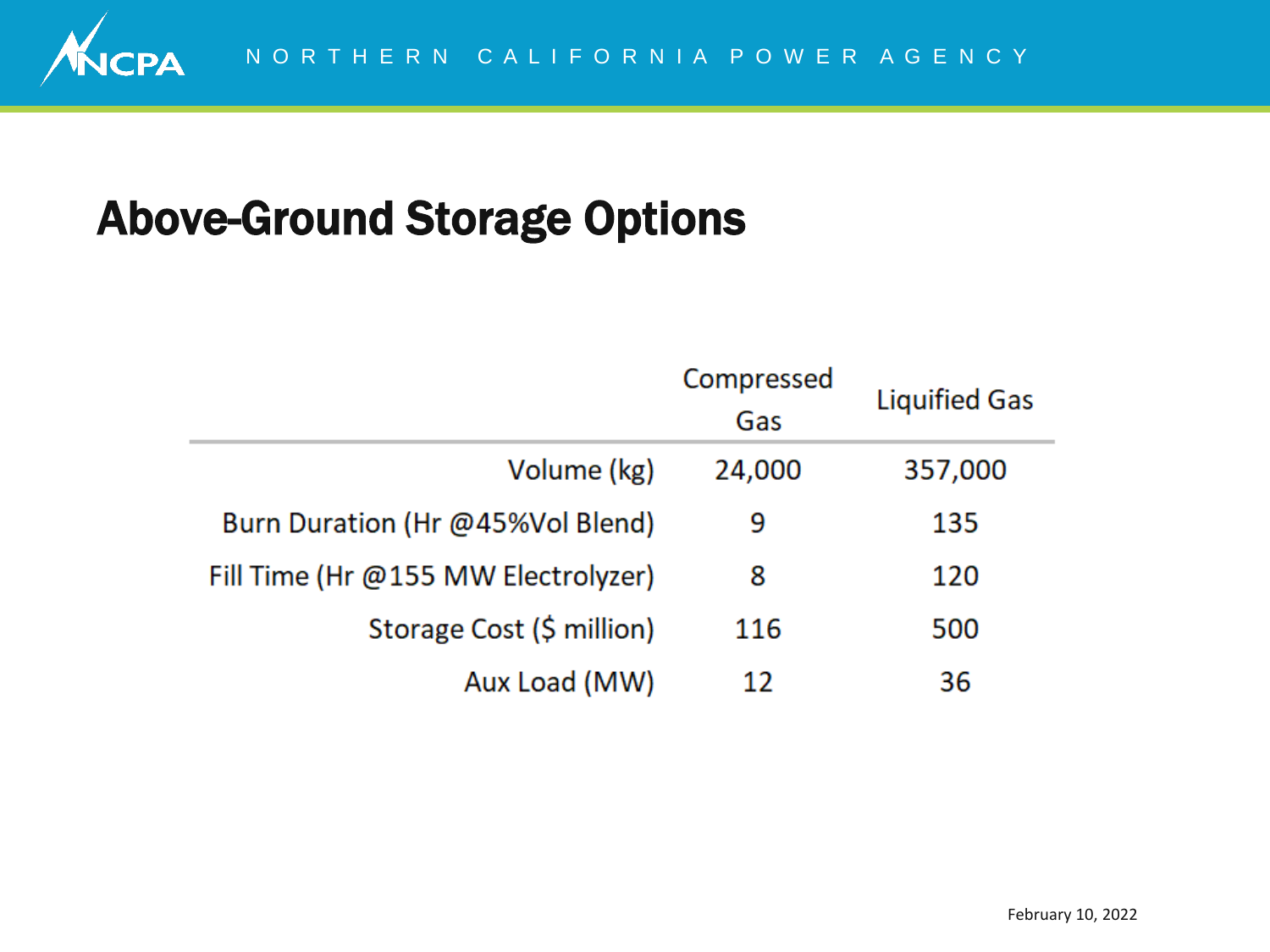# Above-Ground Storage Options

| | Compressed Gas | Liquified Gas |
|---|---|---|
| Volume (kg) | 24,000 | 357,000 |
| Burn Duration (Hr @45%Vol Blend) | 9 | 135 |
| Fill Time (Hr @155 MW Electrolyzer) | 8 | 120 |
| Storage Cost ($ million) | 116 | 500 |
| Aux Load (MW) | 12 | 36 |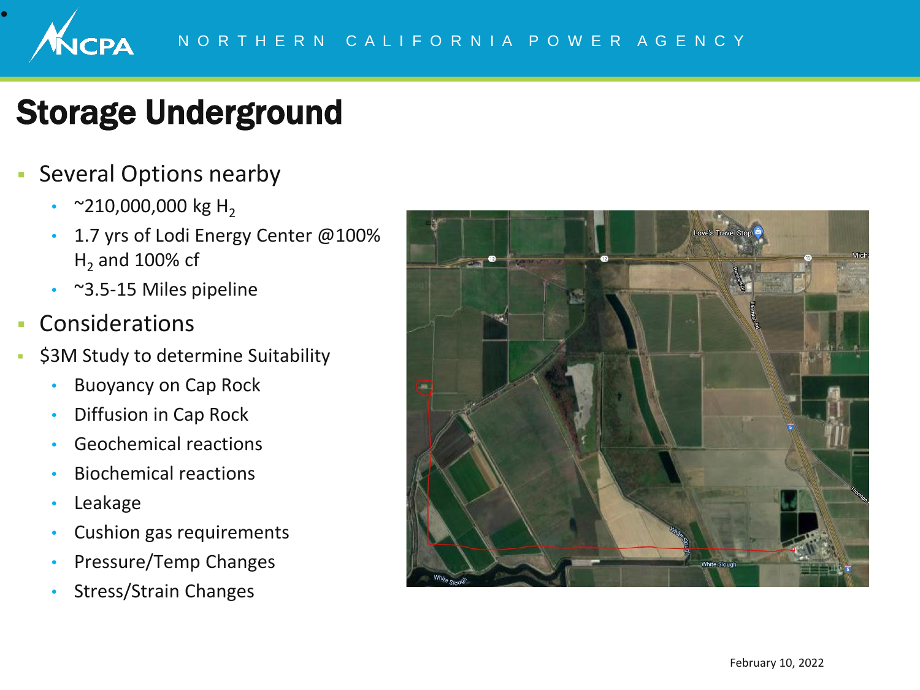# Storage Underground

- Several Options nearby
  - ~210,000,000 kg $H_2$
  - 1.7 yrs of Lodi Energy Center @100% $H_2$ and 100% cf
  - ~3.5-15 Miles pipeline
- Considerations
- $3M Study to determine Suitability
  - Buoyancy on Cap Rock
  - Diffusion in Cap Rock
  - Geochemical reactions
  - Biochemical reactions
  - Leakage
  - Cushion gas requirements
  - Pressure/Temp Changes
  - Stress/Strain Changes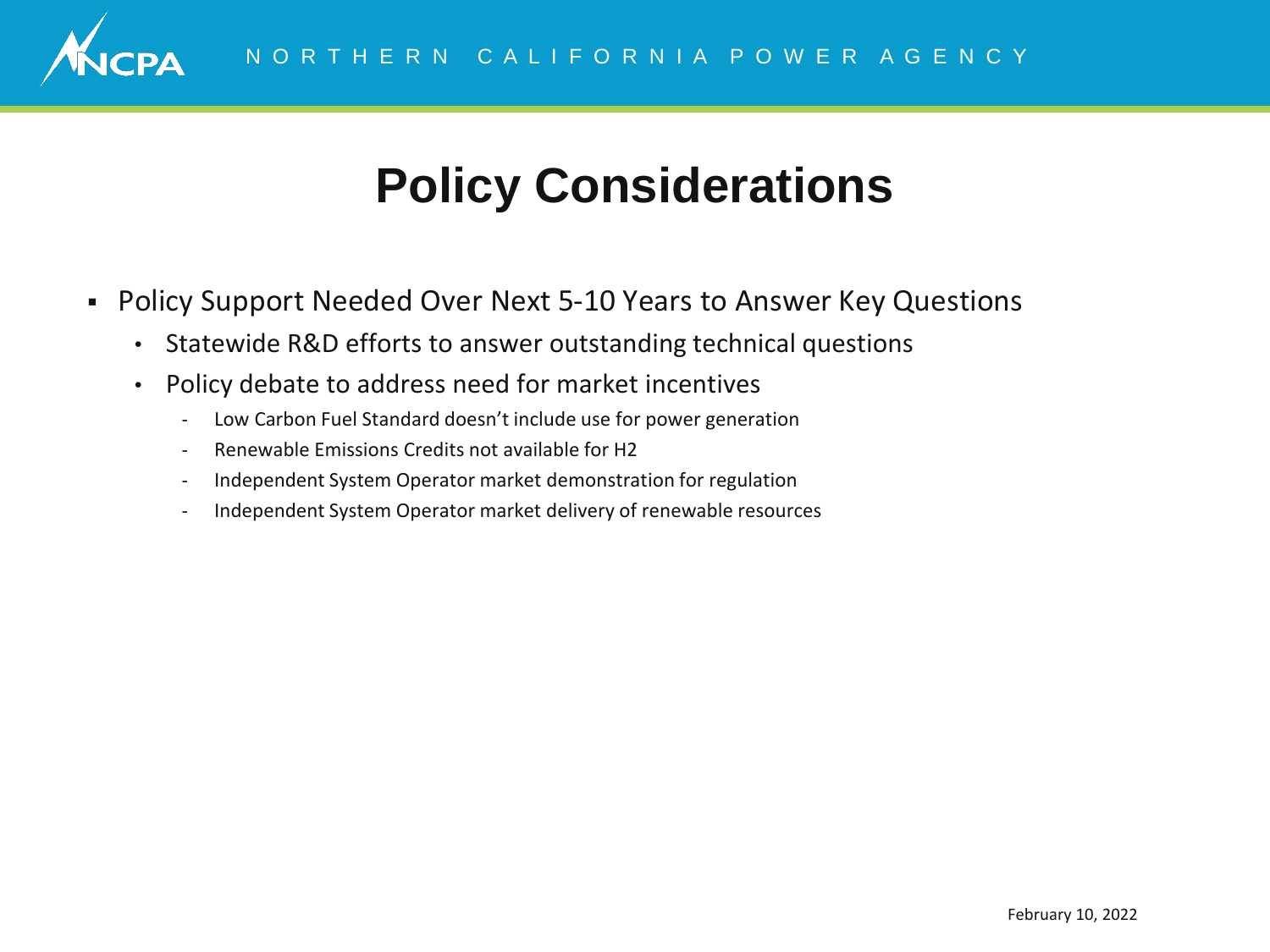# Policy Considerations

- Policy Support Needed Over Next 5-10 Years to Answer Key Questions
  - Statewide R&D efforts to answer outstanding technical questions
  - Policy debate to address need for market incentives
    - Low Carbon Fuel Standard doesn't include use for power generation
    - Renewable Emissions Credits not available for H2
    - Independent System Operator market demonstration for regulation
    - Independent System Operator market delivery of renewable resources